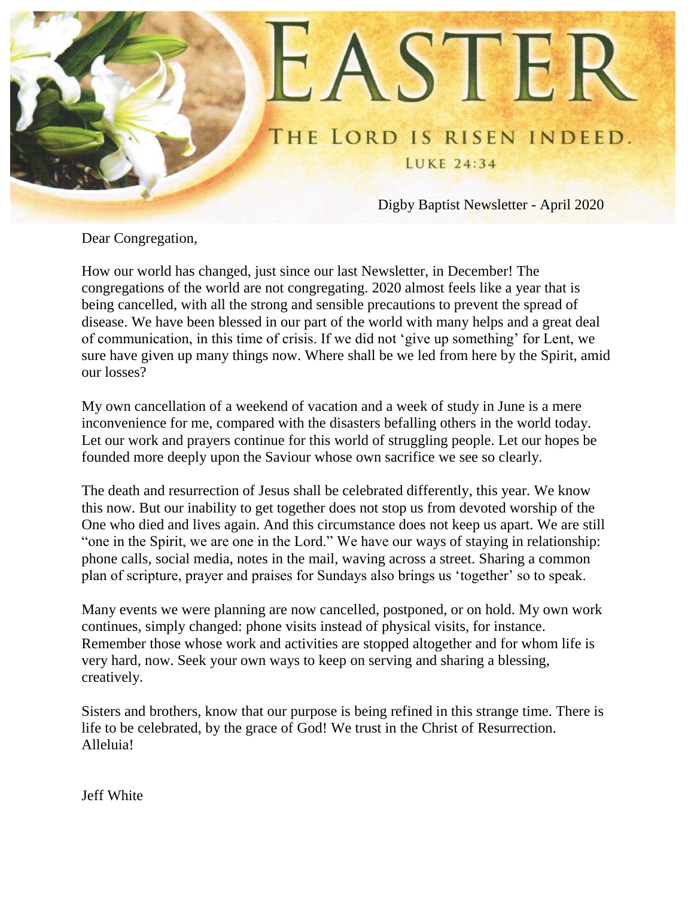# EASTER

THE LORD IS RISEN INDEED.

LUKE 24:34

Digby Baptist Newsletter - April 2020

Dear Congregation,

How our world has changed, just since our last Newsletter, in December! The congregations of the world are not congregating. 2020 almost feels like a year that is being cancelled, with all the strong and sensible precautions to prevent the spread of disease. We have been blessed in our part of the world with many helps and a great deal of communication, in this time of crisis. If we did not 'give up something' for Lent, we sure have given up many things now. Where shall be we led from here by the Spirit, amid our losses?

My own cancellation of a weekend of vacation and a week of study in June is a mere inconvenience for me, compared with the disasters befalling others in the world today. Let our work and prayers continue for this world of struggling people. Let our hopes be founded more deeply upon the Saviour whose own sacrifice we see so clearly.

The death and resurrection of Jesus shall be celebrated differently, this year. We know this now. But our inability to get together does not stop us from devoted worship of the One who died and lives again. And this circumstance does not keep us apart. We are still "one in the Spirit, we are one in the Lord." We have our ways of staying in relationship: phone calls, social media, notes in the mail, waving across a street. Sharing a common plan of scripture, prayer and praises for Sundays also brings us 'together' so to speak.

Many events we were planning are now cancelled, postponed, or on hold. My own work continues, simply changed: phone visits instead of physical visits, for instance. Remember those whose work and activities are stopped altogether and for whom life is very hard, now. Seek your own ways to keep on serving and sharing a blessing, creatively.

Sisters and brothers, know that our purpose is being refined in this strange time. There is life to be celebrated, by the grace of God! We trust in the Christ of Resurrection. Alleluia!

Jeff White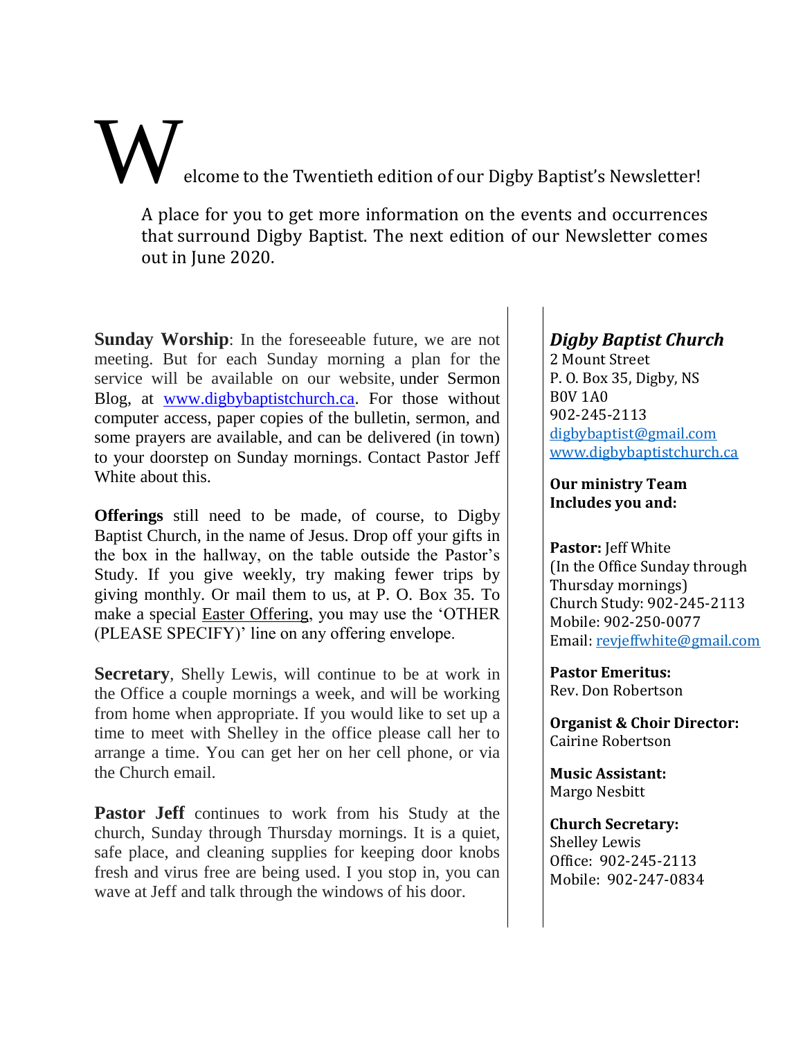Welcome to the Twentieth edition of our Digby Baptist's Newsletter!

A place for you to get more information on the events and occurrences that surround Digby Baptist. The next edition of our Newsletter comes out in June 2020.

**Sunday Worship**: In the foreseeable future, we are not meeting. But for each Sunday morning a plan for the service will be available on our website, under Sermon Blog, at www.digbybaptistchurch.ca. For those without computer access, paper copies of the bulletin, sermon, and some prayers are available, and can be delivered (in town) to your doorstep on Sunday mornings. Contact Pastor Jeff White about this.

**Offerings** still need to be made, of course, to Digby Baptist Church, in the name of Jesus. Drop off your gifts in the box in the hallway, on the table outside the Pastor's Study. If you give weekly, try making fewer trips by giving monthly. Or mail them to us, at P. O. Box 35. To make a special Easter Offering, you may use the 'OTHER (PLEASE SPECIFY)' line on any offering envelope.

**Secretary**, Shelly Lewis, will continue to be at work in the Office a couple mornings a week, and will be working from home when appropriate. If you would like to set up a time to meet with Shelley in the office please call her to arrange a time. You can get her on her cell phone, or via the Church email.

**Pastor Jeff** continues to work from his Study at the church, Sunday through Thursday mornings. It is a quiet, safe place, and cleaning supplies for keeping door knobs fresh and virus free are being used. I you stop in, you can wave at Jeff and talk through the windows of his door.

***Digby Baptist Church***
2 Mount Street
P. O. Box 35, Digby, NS
B0V 1A0
902-245-2113
digbybaptist@gmail.com
www.digbybaptistchurch.ca

**Our ministry Team Includes you and:**

**Pastor:** Jeff White
(In the Office Sunday through Thursday mornings)
Church Study: 902-245-2113
Mobile: 902-250-0077
Email: revjeffwhite@gmail.com

**Pastor Emeritus:**
Rev. Don Robertson

**Organist & Choir Director:**
Cairine Robertson

**Music Assistant:**
Margo Nesbitt

**Church Secretary:**
Shelley Lewis
Office: 902-245-2113
Mobile: 902-247-0834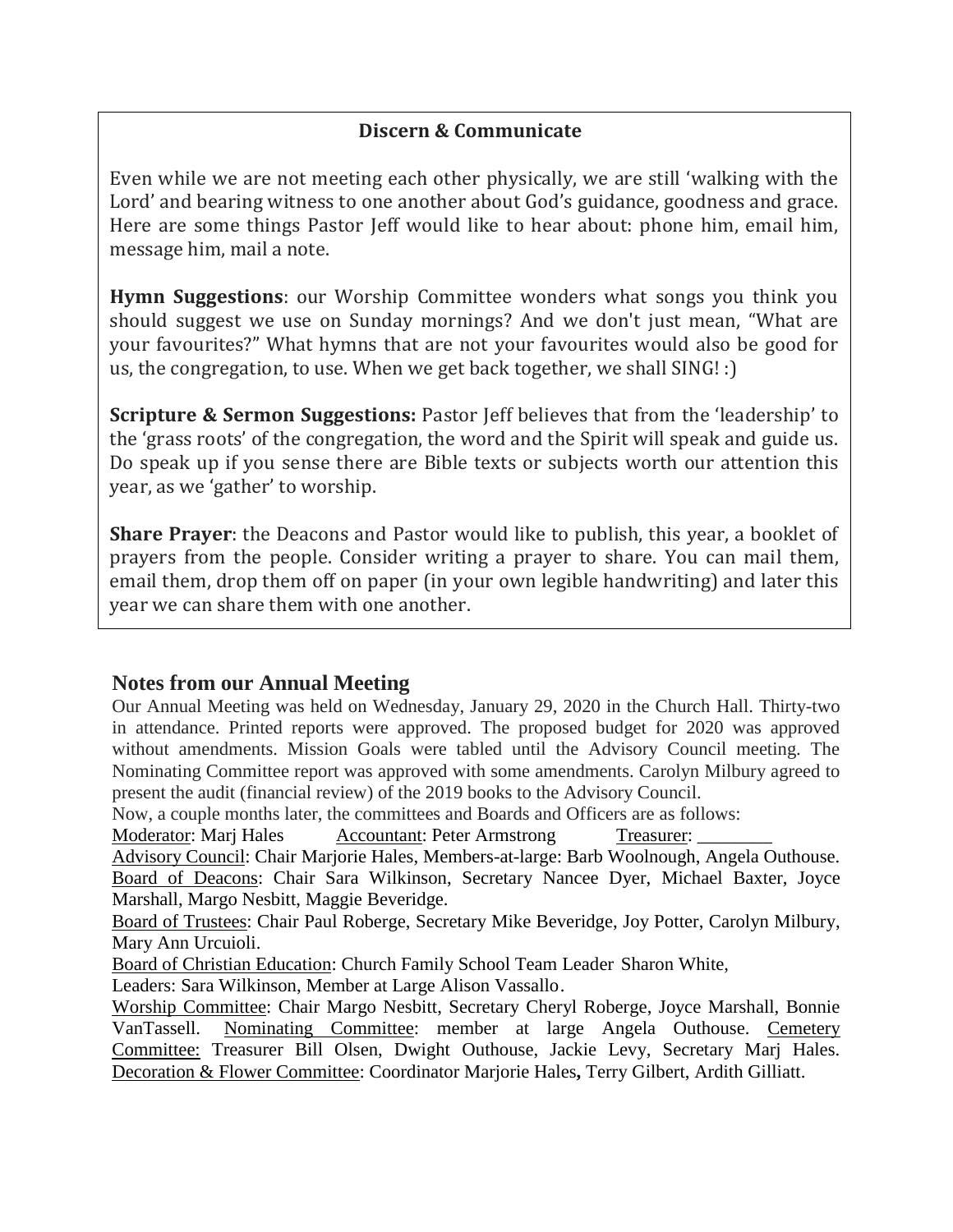## Discern & Communicate

Even while we are not meeting each other physically, we are still 'walking with the Lord' and bearing witness to one another about God's guidance, goodness and grace. Here are some things Pastor Jeff would like to hear about: phone him, email him, message him, mail a note.

**Hymn Suggestions**: our Worship Committee wonders what songs you think you should suggest we use on Sunday mornings? And we don't just mean, "What are your favourites?" What hymns that are not your favourites would also be good for us, the congregation, to use. When we get back together, we shall SING! :)

**Scripture & Sermon Suggestions:** Pastor Jeff believes that from the 'leadership' to the 'grass roots' of the congregation, the word and the Spirit will speak and guide us. Do speak up if you sense there are Bible texts or subjects worth our attention this year, as we 'gather' to worship.

**Share Prayer**: the Deacons and Pastor would like to publish, this year, a booklet of prayers from the people. Consider writing a prayer to share. You can mail them, email them, drop them off on paper (in your own legible handwriting) and later this year we can share them with one another.

## Notes from our Annual Meeting

Our Annual Meeting was held on Wednesday, January 29, 2020 in the Church Hall. Thirty-two in attendance. Printed reports were approved. The proposed budget for 2020 was approved without amendments. Mission Goals were tabled until the Advisory Council meeting. The Nominating Committee report was approved with some amendments. Carolyn Milbury agreed to present the audit (financial review) of the 2019 books to the Advisory Council.

Now, a couple months later, the committees and Boards and Officers are as follows:

Moderator: Marj Hales Accountant: Peter Armstrong Treasurer: ________

Advisory Council: Chair Marjorie Hales, Members-at-large: Barb Woolnough, Angela Outhouse.

Board of Deacons: Chair Sara Wilkinson, Secretary Nancee Dyer, Michael Baxter, Joyce Marshall, Margo Nesbitt, Maggie Beveridge.

Board of Trustees: Chair Paul Roberge, Secretary Mike Beveridge, Joy Potter, Carolyn Milbury, Mary Ann Urcuioli.

Board of Christian Education: Church Family School Team Leader Sharon White, Leaders: Sara Wilkinson, Member at Large Alison Vassallo.

Worship Committee: Chair Margo Nesbitt, Secretary Cheryl Roberge, Joyce Marshall, Bonnie VanTassell. Nominating Committee: member at large Angela Outhouse. Cemetery Committee: Treasurer Bill Olsen, Dwight Outhouse, Jackie Levy, Secretary Marj Hales. Decoration & Flower Committee: Coordinator Marjorie Hales**,** Terry Gilbert, Ardith Gilliatt.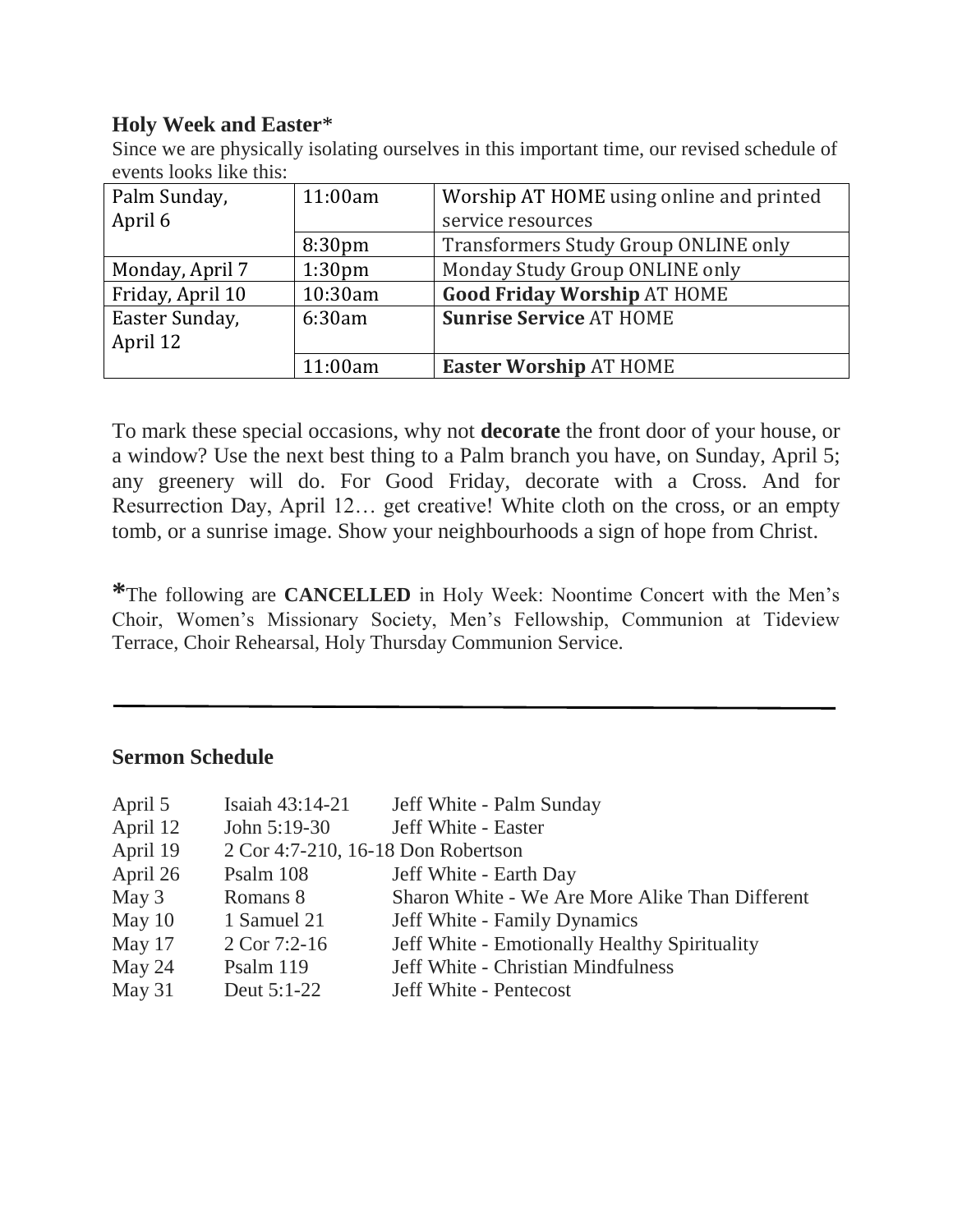## Holy Week and Easter*

Since we are physically isolating ourselves in this important time, our revised schedule of events looks like this:

| | | |
|---|---|---|
| Palm Sunday, April 6 | 11:00am | Worship AT HOME using online and printed service resources |
| | 8:30pm | Transformers Study Group ONLINE only |
| Monday, April 7 | 1:30pm | Monday Study Group ONLINE only |
| Friday, April 10 | 10:30am | **Good Friday Worship** AT HOME |
| Easter Sunday, April 12 | 6:30am | **Sunrise Service** AT HOME |
| | 11:00am | **Easter Worship** AT HOME |

To mark these special occasions, why not **decorate** the front door of your house, or a window? Use the next best thing to a Palm branch you have, on Sunday, April 5; any greenery will do. For Good Friday, decorate with a Cross. And for Resurrection Day, April 12… get creative! White cloth on the cross, or an empty tomb, or a sunrise image. Show your neighbourhoods a sign of hope from Christ.

*The following are **CANCELLED** in Holy Week: Noontime Concert with the Men's Choir, Women's Missionary Society, Men's Fellowship, Communion at Tideview Terrace, Choir Rehearsal, Holy Thursday Communion Service.

---

## Sermon Schedule

| | | |
|---|---|---|
| April 5 | Isaiah 43:14-21 | Jeff White - Palm Sunday |
| April 12 | John 5:19-30 | Jeff White - Easter |
| April 19 | 2 Cor 4:7-210, 16-18 | Don Robertson |
| April 26 | Psalm 108 | Jeff White - Earth Day |
| May 3 | Romans 8 | Sharon White - We Are More Alike Than Different |
| May 10 | 1 Samuel 21 | Jeff White - Family Dynamics |
| May 17 | 2 Cor 7:2-16 | Jeff White - Emotionally Healthy Spirituality |
| May 24 | Psalm 119 | Jeff White - Christian Mindfulness |
| May 31 | Deut 5:1-22 | Jeff White - Pentecost |